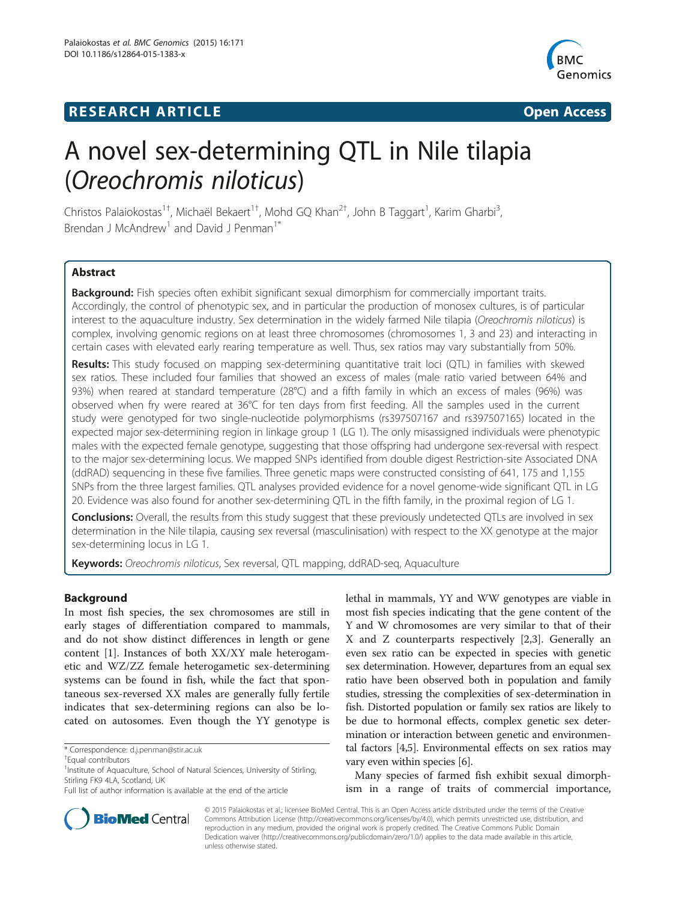RESEARCH ARTICLE Open Access

# A novel sex-determining QTL in Nile tilapia (*Oreochromis niloticus*)

Christos Palaiokostas[1†], Michaël Bekaert[1†], Mohd GQ Khan[2†], John B Taggart[1], Karim Gharbi[3], Brendan J McAndrew[1] and David J Penman[1*]

## Abstract

**Background:** Fish species often exhibit significant sexual dimorphism for commercially important traits. Accordingly, the control of phenotypic sex, and in particular the production of monosex cultures, is of particular interest to the aquaculture industry. Sex determination in the widely farmed Nile tilapia (*Oreochromis niloticus*) is complex, involving genomic regions on at least three chromosomes (chromosomes 1, 3 and 23) and interacting in certain cases with elevated early rearing temperature as well. Thus, sex ratios may vary substantially from 50%.

**Results:** This study focused on mapping sex-determining quantitative trait loci (QTL) in families with skewed sex ratios. These included four families that showed an excess of males (male ratio varied between 64% and 93%) when reared at standard temperature (28°C) and a fifth family in which an excess of males (96%) was observed when fry were reared at 36°C for ten days from first feeding. All the samples used in the current study were genotyped for two single-nucleotide polymorphisms (rs397507167 and rs397507165) located in the expected major sex-determining region in linkage group 1 (LG 1). The only misassigned individuals were phenotypic males with the expected female genotype, suggesting that those offspring had undergone sex-reversal with respect to the major sex-determining locus. We mapped SNPs identified from double digest Restriction-site Associated DNA (ddRAD) sequencing in these five families. Three genetic maps were constructed consisting of 641, 175 and 1,155 SNPs from the three largest families. QTL analyses provided evidence for a novel genome-wide significant QTL in LG 20. Evidence was also found for another sex-determining QTL in the fifth family, in the proximal region of LG 1.

**Conclusions:** Overall, the results from this study suggest that these previously undetected QTLs are involved in sex determination in the Nile tilapia, causing sex reversal (masculinisation) with respect to the XX genotype at the major sex-determining locus in LG 1.

**Keywords:** *Oreochromis niloticus*, Sex reversal, QTL mapping, ddRAD-seq, Aquaculture

## Background

In most fish species, the sex chromosomes are still in early stages of differentiation compared to mammals, and do not show distinct differences in length or gene content [1]. Instances of both XX/XY male heterogametic and WZ/ZZ female heterogametic sex-determining systems can be found in fish, while the fact that spontaneous sex-reversed XX males are generally fully fertile indicates that sex-determining regions can also be located on autosomes. Even though the YY genotype is lethal in mammals, YY and WW genotypes are viable in most fish species indicating that the gene content of the Y and W chromosomes are very similar to that of their X and Z counterparts respectively [2,3]. Generally an even sex ratio can be expected in species with genetic sex determination. However, departures from an equal sex ratio have been observed both in population and family studies, stressing the complexities of sex-determination in fish. Distorted population or family sex ratios are likely to be due to hormonal effects, complex genetic sex determination or interaction between genetic and environmental factors [4,5]. Environmental effects on sex ratios may vary even within species [6].

Many species of farmed fish exhibit sexual dimorphism in a range of traits of commercial importance,

\* Correspondence: d.j.penman@stir.ac.uk

†Equal contributors

[1]Institute of Aquaculture, School of Natural Sciences, University of Stirling, Stirling FK9 4LA, Scotland, UK

Full list of author information is available at the end of the article

© 2015 Palaiokostas et al.; licensee BioMed Central. This is an Open Access article distributed under the terms of the Creative Commons Attribution License (http://creativecommons.org/licenses/by/4.0), which permits unrestricted use, distribution, and reproduction in any medium, provided the original work is properly credited. The Creative Commons Public Domain Dedication waiver (http://creativecommons.org/publicdomain/zero/1.0/) applies to the data made available in this article, unless otherwise stated.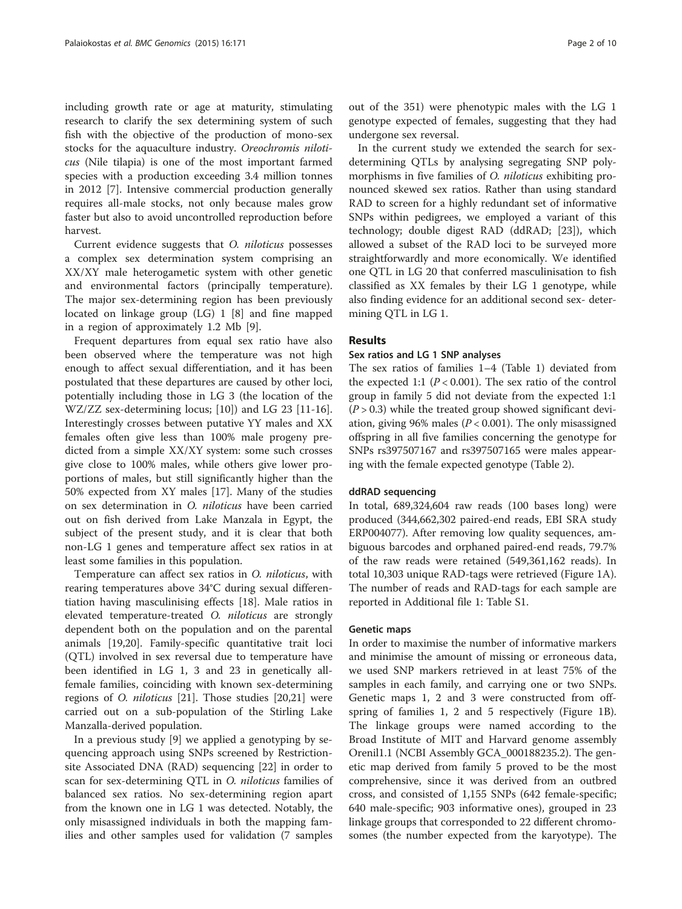including growth rate or age at maturity, stimulating research to clarify the sex determining system of such fish with the objective of the production of mono-sex stocks for the aquaculture industry. *Oreochromis niloticus* (Nile tilapia) is one of the most important farmed species with a production exceeding 3.4 million tonnes in 2012 [7]. Intensive commercial production generally requires all-male stocks, not only because males grow faster but also to avoid uncontrolled reproduction before harvest.

Current evidence suggests that *O. niloticus* possesses a complex sex determination system comprising an XX/XY male heterogametic system with other genetic and environmental factors (principally temperature). The major sex-determining region has been previously located on linkage group (LG) 1 [8] and fine mapped in a region of approximately 1.2 Mb [9].

Frequent departures from equal sex ratio have also been observed where the temperature was not high enough to affect sexual differentiation, and it has been postulated that these departures are caused by other loci, potentially including those in LG 3 (the location of the WZ/ZZ sex-determining locus; [10]) and LG 23 [11-16]. Interestingly crosses between putative YY males and XX females often give less than 100% male progeny predicted from a simple XX/XY system: some such crosses give close to 100% males, while others give lower proportions of males, but still significantly higher than the 50% expected from XY males [17]. Many of the studies on sex determination in *O. niloticus* have been carried out on fish derived from Lake Manzala in Egypt, the subject of the present study, and it is clear that both non-LG 1 genes and temperature affect sex ratios in at least some families in this population.

Temperature can affect sex ratios in *O. niloticus*, with rearing temperatures above 34°C during sexual differentiation having masculinising effects [18]. Male ratios in elevated temperature-treated *O. niloticus* are strongly dependent both on the population and on the parental animals [19,20]. Family-specific quantitative trait loci (QTL) involved in sex reversal due to temperature have been identified in LG 1, 3 and 23 in genetically all-female families, coinciding with known sex-determining regions of *O. niloticus* [21]. Those studies [20,21] were carried out on a sub-population of the Stirling Lake Manzalla-derived population.

In a previous study [9] we applied a genotyping by sequencing approach using SNPs screened by Restriction-site Associated DNA (RAD) sequencing [22] in order to scan for sex-determining QTL in *O. niloticus* families of balanced sex ratios. No sex-determining region apart from the known one in LG 1 was detected. Notably, the only misassigned individuals in both the mapping families and other samples used for validation (7 samples out of the 351) were phenotypic males with the LG 1 genotype expected of females, suggesting that they had undergone sex reversal.

In the current study we extended the search for sex-determining QTLs by analysing segregating SNP polymorphisms in five families of *O. niloticus* exhibiting pronounced skewed sex ratios. Rather than using standard RAD to screen for a highly redundant set of informative SNPs within pedigrees, we employed a variant of this technology; double digest RAD (ddRAD; [23]), which allowed a subset of the RAD loci to be surveyed more straightforwardly and more economically. We identified one QTL in LG 20 that conferred masculinisation to fish classified as XX females by their LG 1 genotype, while also finding evidence for an additional second sex- determining QTL in LG 1.

## Results

### Sex ratios and LG 1 SNP analyses

The sex ratios of families 1–4 (Table 1) deviated from the expected 1:1 ($P < 0.001$). The sex ratio of the control group in family 5 did not deviate from the expected 1:1 ($P > 0.3$) while the treated group showed significant deviation, giving 96% males ($P < 0.001$). The only misassigned offspring in all five families concerning the genotype for SNPs rs397507167 and rs397507165 were males appearing with the female expected genotype (Table 2).

### ddRAD sequencing

In total, 689,324,604 raw reads (100 bases long) were produced (344,662,302 paired-end reads, EBI SRA study ERP004077). After removing low quality sequences, ambiguous barcodes and orphaned paired-end reads, 79.7% of the raw reads were retained (549,361,162 reads). In total 10,303 unique RAD-tags were retrieved (Figure 1A). The number of reads and RAD-tags for each sample are reported in Additional file 1: Table S1.

### Genetic maps

In order to maximise the number of informative markers and minimise the amount of missing or erroneous data, we used SNP markers retrieved in at least 75% of the samples in each family, and carrying one or two SNPs. Genetic maps 1, 2 and 3 were constructed from offspring of families 1, 2 and 5 respectively (Figure 1B). The linkage groups were named according to the Broad Institute of MIT and Harvard genome assembly Orenil1.1 (NCBI Assembly GCA_000188235.2). The genetic map derived from family 5 proved to be the most comprehensive, since it was derived from an outbred cross, and consisted of 1,155 SNPs (642 female-specific; 640 male-specific; 903 informative ones), grouped in 23 linkage groups that corresponded to 22 different chromosomes (the number expected from the karyotype). The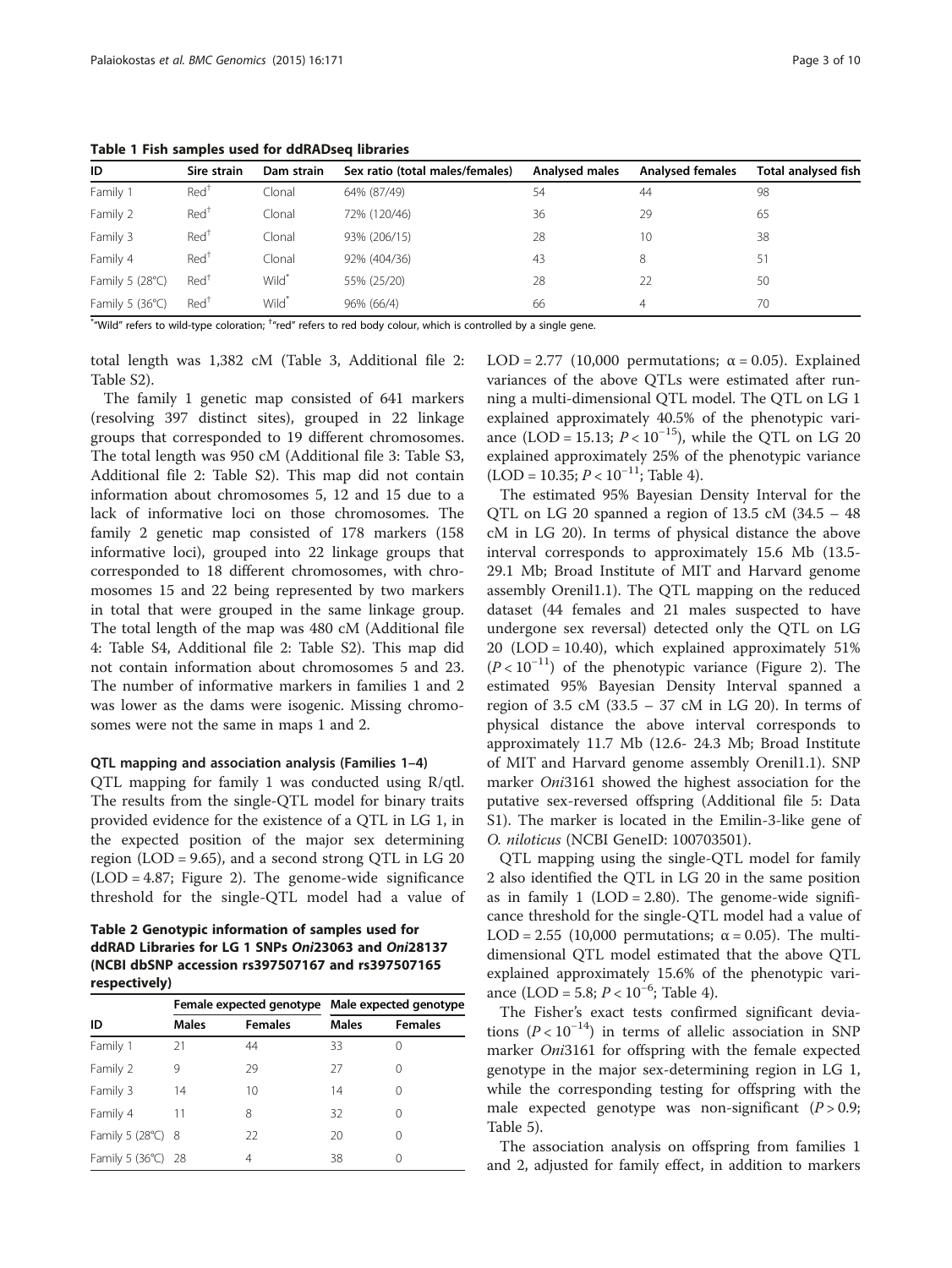**Table 1 Fish samples used for ddRADseq libraries**

| ID | Sire strain | Dam strain | Sex ratio (total males/females) | Analysed males | Analysed females | Total analysed fish |
|---|---|---|---|---|---|---|
| Family 1 | Red[†] | Clonal | 64% (87/49) | 54 | 44 | 98 |
| Family 2 | Red[†] | Clonal | 72% (120/46) | 36 | 29 | 65 |
| Family 3 | Red[†] | Clonal | 93% (206/15) | 28 | 10 | 38 |
| Family 4 | Red[†] | Clonal | 92% (404/36) | 43 | 8 | 51 |
| Family 5 (28°C) | Red[†] | Wild[*] | 55% (25/20) | 28 | 22 | 50 |
| Family 5 (36°C) | Red[†] | Wild[*] | 96% (66/4) | 66 | 4 | 70 |

[*]"Wild" refers to wild-type coloration; [†]"red" refers to red body colour, which is controlled by a single gene.

total length was 1,382 cM (Table 3, Additional file 2: Table S2).

The family 1 genetic map consisted of 641 markers (resolving 397 distinct sites), grouped in 22 linkage groups that corresponded to 19 different chromosomes. The total length was 950 cM (Additional file 3: Table S3, Additional file 2: Table S2). This map did not contain information about chromosomes 5, 12 and 15 due to a lack of informative loci on those chromosomes. The family 2 genetic map consisted of 178 markers (158 informative loci), grouped into 22 linkage groups that corresponded to 18 different chromosomes, with chromosomes 15 and 22 being represented by two markers in total that were grouped in the same linkage group. The total length of the map was 480 cM (Additional file 4: Table S4, Additional file 2: Table S2). This map did not contain information about chromosomes 5 and 23. The number of informative markers in families 1 and 2 was lower as the dams were isogenic. Missing chromosomes were not the same in maps 1 and 2.

### QTL mapping and association analysis (Families 1–4)

QTL mapping for family 1 was conducted using R/qtl. The results from the single-QTL model for binary traits provided evidence for the existence of a QTL in LG 1, in the expected position of the major sex determining region (LOD = 9.65), and a second strong QTL in LG 20 (LOD = 4.87; Figure 2). The genome-wide significance threshold for the single-QTL model had a value of LOD = 2.77 (10,000 permutations; $\alpha = 0.05$). Explained variances of the above QTLs were estimated after running a multi-dimensional QTL model. The QTL on LG 1 explained approximately 40.5% of the phenotypic variance (LOD = 15.13; $P < 10^{-15}$), while the QTL on LG 20 explained approximately 25% of the phenotypic variance (LOD = 10.35; $P < 10^{-11}$; Table 4).

The estimated 95% Bayesian Density Interval for the QTL on LG 20 spanned a region of 13.5 cM (34.5 – 48 cM in LG 20). In terms of physical distance the above interval corresponds to approximately 15.6 Mb (13.5-29.1 Mb; Broad Institute of MIT and Harvard genome assembly Orenil1.1). The QTL mapping on the reduced dataset (44 females and 21 males suspected to have undergone sex reversal) detected only the QTL on LG 20 (LOD = 10.40), which explained approximately 51% ($P < 10^{-11}$) of the phenotypic variance (Figure 2). The estimated 95% Bayesian Density Interval spanned a region of 3.5 cM (33.5 – 37 cM in LG 20). In terms of physical distance the above interval corresponds to approximately 11.7 Mb (12.6- 24.3 Mb; Broad Institute of MIT and Harvard genome assembly Orenil1.1). SNP marker *Oni*3161 showed the highest association for the putative sex-reversed offspring (Additional file 5: Data S1). The marker is located in the Emilin-3-like gene of *O. niloticus* (NCBI GeneID: 100703501).

QTL mapping using the single-QTL model for family 2 also identified the QTL in LG 20 in the same position as in family 1 (LOD = 2.80). The genome-wide significance threshold for the single-QTL model had a value of LOD = 2.55 (10,000 permutations; $\alpha = 0.05$). The multi-dimensional QTL model estimated that the above QTL explained approximately 15.6% of the phenotypic variance (LOD = 5.8; $P < 10^{-6}$; Table 4).

The Fisher's exact tests confirmed significant deviations ($P < 10^{-14}$) in terms of allelic association in SNP marker *Oni*3161 for offspring with the female expected genotype in the major sex-determining region in LG 1, while the corresponding testing for offspring with the male expected genotype was non-significant ($P > 0.9$; Table 5).

The association analysis on offspring from families 1 and 2, adjusted for family effect, in addition to markers

**Table 2 Genotypic information of samples used for ddRAD Libraries for LG 1 SNPs *Oni*23063 and *Oni*28137 (NCBI dbSNP accession rs397507167 and rs397507165 respectively)**

| ID | Female expected genotype | | Male expected genotype | |
|---|---|---|---|---|
| | Males | Females | Males | Females |
| Family 1 | 21 | 44 | 33 | 0 |
| Family 2 | 9 | 29 | 27 | 0 |
| Family 3 | 14 | 10 | 14 | 0 |
| Family 4 | 11 | 8 | 32 | 0 |
| Family 5 (28°C) | 8 | 22 | 20 | 0 |
| Family 5 (36°C) | 28 | 4 | 38 | 0 |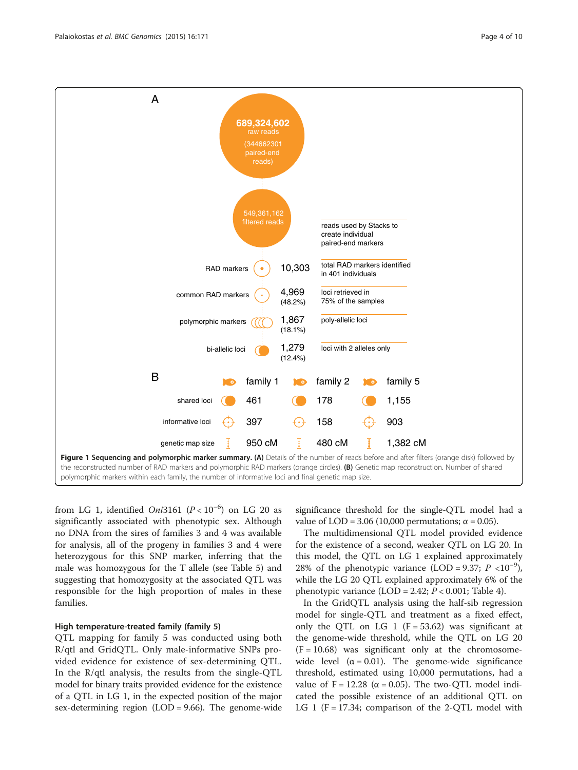**Figure 1 Sequencing and polymorphic marker summary. (A)** Details of the number of reads before and after filters (orange disk) followed by the reconstructed number of RAD markers and polymorphic RAD markers (orange circles). **(B)** Genetic map reconstruction. Number of shared polymorphic markers within each family, the number of informative loci and final genetic map size.

from LG 1, identified *Oni*3161 ($P < 10^{-6}$) on LG 20 as significantly associated with phenotypic sex. Although no DNA from the sires of families 3 and 4 was available for analysis, all of the progeny in families 3 and 4 were heterozygous for this SNP marker, inferring that the male was homozygous for the T allele (see Table 5) and suggesting that homozygosity at the associated QTL was responsible for the high proportion of males in these families.

### High temperature-treated family (family 5)

QTL mapping for family 5 was conducted using both R/qtl and GridQTL. Only male-informative SNPs provided evidence for existence of sex-determining QTL. In the R/qtl analysis, the results from the single-QTL model for binary traits provided evidence for the existence of a QTL in LG 1, in the expected position of the major sex-determining region (LOD = 9.66). The genome-wide significance threshold for the single-QTL model had a value of LOD = 3.06 (10,000 permutations; $\alpha = 0.05$).

The multidimensional QTL model provided evidence for the existence of a second, weaker QTL on LG 20. In this model, the QTL on LG 1 explained approximately 28% of the phenotypic variance (LOD = 9.37; $P < 10^{-9}$), while the LG 20 QTL explained approximately 6% of the phenotypic variance (LOD = 2.42; $P < 0.001$; Table 4).

In the GridQTL analysis using the half-sib regression model for single-QTL and treatment as a fixed effect, only the QTL on LG 1 ($F = 53.62$) was significant at the genome-wide threshold, while the QTL on LG 20 ($F = 10.68$) was significant only at the chromosome-wide level ($\alpha = 0.01$). The genome-wide significance threshold, estimated using 10,000 permutations, had a value of $F = 12.28$ ($\alpha = 0.05$). The two-QTL model indicated the possible existence of an additional QTL on LG 1 ($F = 17.34$; comparison of the 2-QTL model with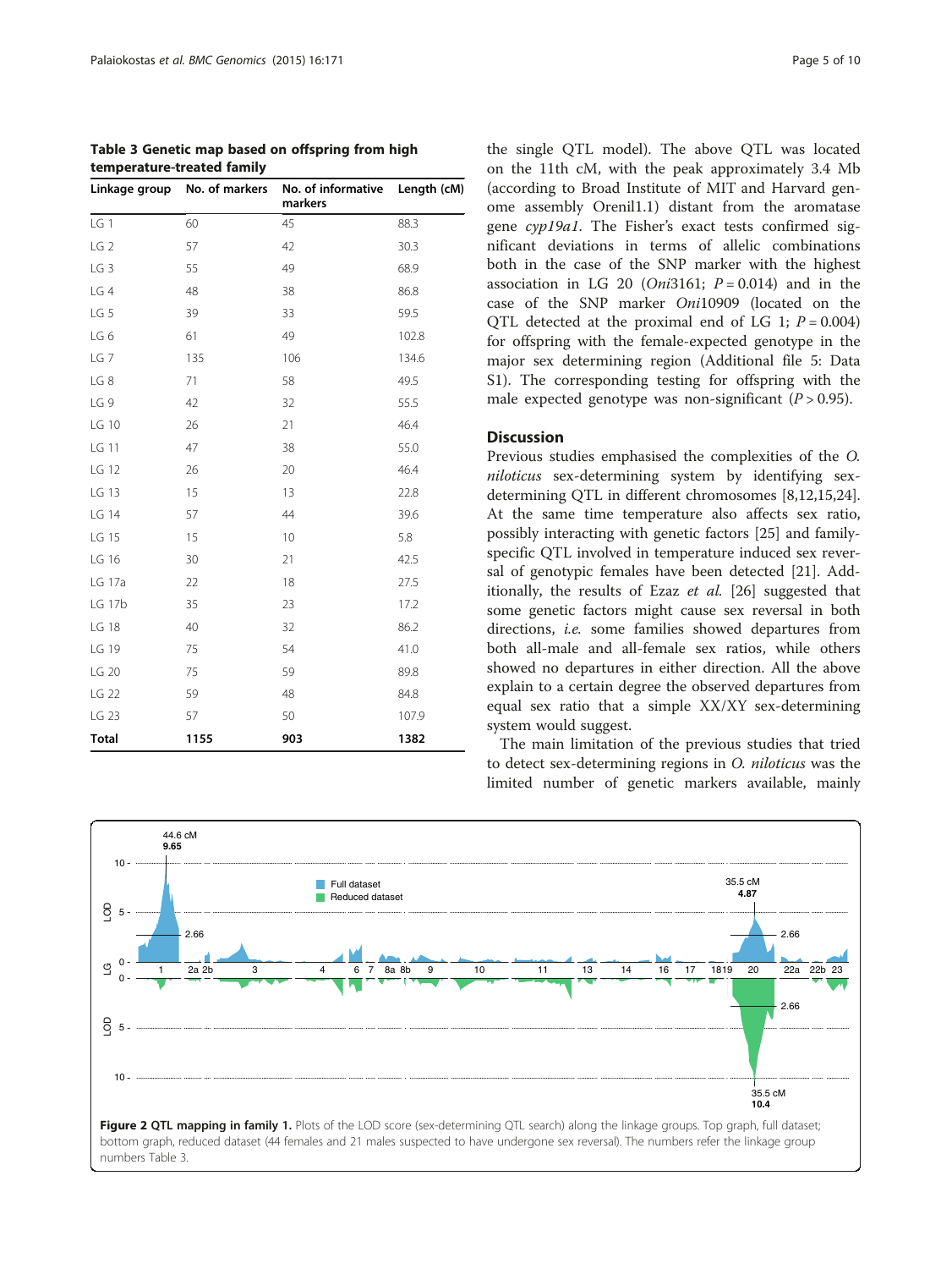**Table 3 Genetic map based on offspring from high temperature-treated family**

| Linkage group | No. of markers | No. of informative markers | Length (cM) |
|---|---|---|---|
| LG 1 | 60 | 45 | 88.3 |
| LG 2 | 57 | 42 | 30.3 |
| LG 3 | 55 | 49 | 68.9 |
| LG 4 | 48 | 38 | 86.8 |
| LG 5 | 39 | 33 | 59.5 |
| LG 6 | 61 | 49 | 102.8 |
| LG 7 | 135 | 106 | 134.6 |
| LG 8 | 71 | 58 | 49.5 |
| LG 9 | 42 | 32 | 55.5 |
| LG 10 | 26 | 21 | 46.4 |
| LG 11 | 47 | 38 | 55.0 |
| LG 12 | 26 | 20 | 46.4 |
| LG 13 | 15 | 13 | 22.8 |
| LG 14 | 57 | 44 | 39.6 |
| LG 15 | 15 | 10 | 5.8 |
| LG 16 | 30 | 21 | 42.5 |
| LG 17a | 22 | 18 | 27.5 |
| LG 17b | 35 | 23 | 17.2 |
| LG 18 | 40 | 32 | 86.2 |
| LG 19 | 75 | 54 | 41.0 |
| LG 20 | 75 | 59 | 89.8 |
| LG 22 | 59 | 48 | 84.8 |
| LG 23 | 57 | 50 | 107.9 |
| **Total** | **1155** | **903** | **1382** |

the single QTL model). The above QTL was located on the 11th cM, with the peak approximately 3.4 Mb (according to Broad Institute of MIT and Harvard genome assembly Orenil1.1) distant from the aromatase gene *cyp19a1*. The Fisher's exact tests confirmed significant deviations in terms of allelic combinations both in the case of the SNP marker with the highest association in LG 20 (*Oni*3161; $P = 0.014$) and in the case of the SNP marker *Oni*10909 (located on the QTL detected at the proximal end of LG 1; $P = 0.004$) for offspring with the female-expected genotype in the major sex determining region (Additional file 5: Data S1). The corresponding testing for offspring with the male expected genotype was non-significant ($P > 0.95$).

## Discussion

Previous studies emphasised the complexities of the *O. niloticus* sex-determining system by identifying sex-determining QTL in different chromosomes [8,12,15,24]. At the same time temperature also affects sex ratio, possibly interacting with genetic factors [25] and family-specific QTL involved in temperature induced sex reversal of genotypic females have been detected [21]. Additionally, the results of Ezaz *et al.* [26] suggested that some genetic factors might cause sex reversal in both directions, *i.e.* some families showed departures from both all-male and all-female sex ratios, while others showed no departures in either direction. All the above explain to a certain degree the observed departures from equal sex ratio that a simple XX/XY sex-determining system would suggest.

The main limitation of the previous studies that tried to detect sex-determining regions in *O. niloticus* was the limited number of genetic markers available, mainly

**Figure 2 QTL mapping in family 1.** Plots of the LOD score (sex-determining QTL search) along the linkage groups. Top graph, full dataset; bottom graph, reduced dataset (44 females and 21 males suspected to have undergone sex reversal). The numbers refer the linkage group numbers Table 3.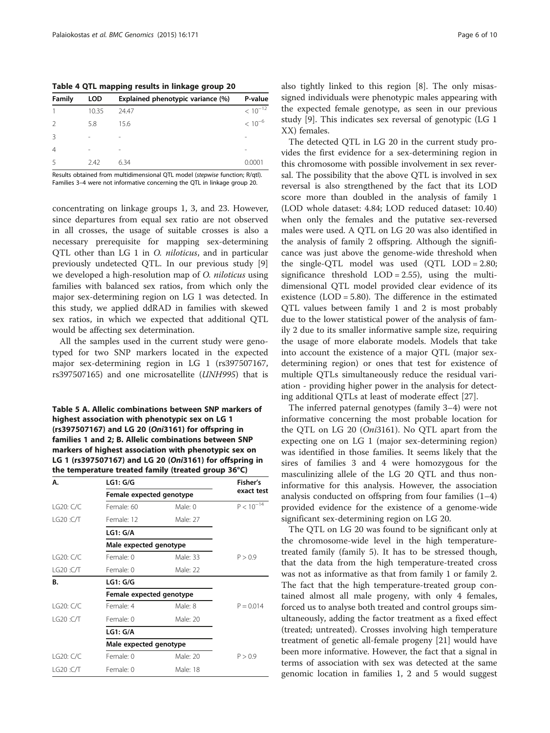**Table 4 QTL mapping results in linkage group 20**

| Family | LOD | Explained phenotypic variance (%) | P-value |
|---|---|---|---|
| 1 | 10.35 | 24.47 | $< 10^{-12}$ |
| 2 | 5.8 | 15.6 | $< 10^{-6}$ |
| 3 | - | - | - |
| 4 | - | - | - |
| 5 | 2.42 | 6.34 | 0.0001 |

Results obtained from multidimensional QTL model (*stepwise* function; R/qtl). Families 3–4 were not informative concerning the QTL in linkage group 20.

concentrating on linkage groups 1, 3, and 23. However, since departures from equal sex ratio are not observed in all crosses, the usage of suitable crosses is also a necessary prerequisite for mapping sex-determining QTL other than LG 1 in *O. niloticus*, and in particular previously undetected QTL. In our previous study [9] we developed a high-resolution map of *O. niloticus* using families with balanced sex ratios, from which only the major sex-determining region on LG 1 was detected. In this study, we applied ddRAD in families with skewed sex ratios, in which we expected that additional QTL would be affecting sex determination.

All the samples used in the current study were genotyped for two SNP markers located in the expected major sex-determining region in LG 1 (rs397507167, rs397507165) and one microsatellite (*UNH995*) that is also tightly linked to this region [8]. The only misassigned individuals were phenotypic males appearing with the expected female genotype, as seen in our previous study [9]. This indicates sex reversal of genotypic (LG 1 XX) females.

**Table 5 A. Allelic combinations between SNP markers of highest association with phenotypic sex on LG 1 (rs397507167) and LG 20 (*Oni*3161) for offspring in families 1 and 2; B. Allelic combinations between SNP markers of highest association with phenotypic sex on LG 1 (rs397507167) and LG 20 (*Oni*3161) for offspring in the temperature treated family (treated group 36°C)**

| A. | LG1: G/G | | Fisher's exact test |
|---|---|---|---|
| | Female expected genotype | | |
| LG20: C/C | Female: 60 | Male: 0 | $P < 10^{-14}$ |
| LG20 :C/T | Female: 12 | Male: 27 | |
| | LG1: G/A | | |
| | Male expected genotype | | |
| LG20: C/C | Female: 0 | Male: 33 | P > 0.9 |
| LG20 :C/T | Female: 0 | Male: 22 | |
| **B.** | LG1: G/G | | |
| | Female expected genotype | | |
| LG20: C/C | Female: 4 | Male: 8 | P = 0.014 |
| LG20 :C/T | Female: 0 | Male: 20 | |
| | LG1: G/A | | |
| | Male expected genotype | | |
| LG20: C/C | Female: 0 | Male: 20 | P > 0.9 |
| LG20 :C/T | Female: 0 | Male: 18 | |

The detected QTL in LG 20 in the current study provides the first evidence for a sex-determining region in this chromosome with possible involvement in sex reversal. The possibility that the above QTL is involved in sex reversal is also strengthened by the fact that its LOD score more than doubled in the analysis of family 1 (LOD whole dataset: 4.84; LOD reduced dataset: 10.40) when only the females and the putative sex-reversed males were used. A QTL on LG 20 was also identified in the analysis of family 2 offspring. Although the significance was just above the genome-wide threshold when the single-QTL model was used (QTL LOD = 2.80; significance threshold LOD = 2.55), using the multi-dimensional QTL model provided clear evidence of its existence (LOD = 5.80). The difference in the estimated QTL values between family 1 and 2 is most probably due to the lower statistical power of the analysis of family 2 due to its smaller informative sample size, requiring the usage of more elaborate models. Models that take into account the existence of a major QTL (major sex-determining region) or ones that test for existence of multiple QTLs simultaneously reduce the residual variation - providing higher power in the analysis for detecting additional QTLs at least of moderate effect [27].

The inferred paternal genotypes (family 3–4) were not informative concerning the most probable location for the QTL on LG 20 (*Oni*3161). No QTL apart from the expecting one on LG 1 (major sex-determining region) was identified in those families. It seems likely that the sires of families 3 and 4 were homozygous for the masculinizing allele of the LG 20 QTL and thus non-informative for this analysis. However, the association analysis conducted on offspring from four families (1–4) provided evidence for the existence of a genome-wide significant sex-determining region on LG 20.

The QTL on LG 20 was found to be significant only at the chromosome-wide level in the high temperature-treated family (family 5). It has to be stressed though, that the data from the high temperature-treated cross was not as informative as that from family 1 or family 2. The fact that the high temperature-treated group contained almost all male progeny, with only 4 females, forced us to analyse both treated and control groups simultaneously, adding the factor treatment as a fixed effect (treated; untreated). Crosses involving high temperature treatment of genetic all-female progeny [21] would have been more informative. However, the fact that a signal in terms of association with sex was detected at the same genomic location in families 1, 2 and 5 would suggest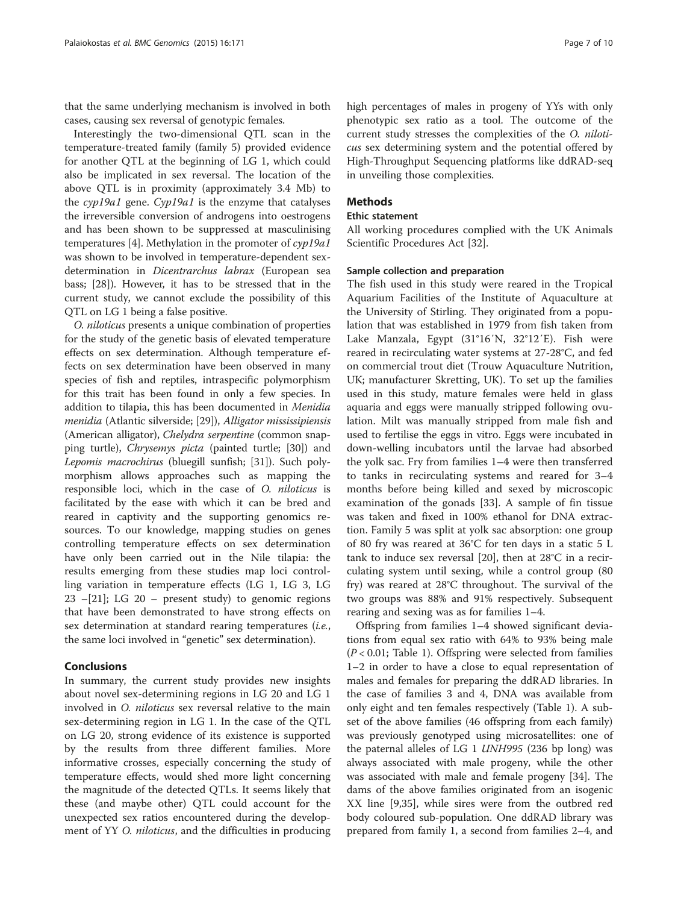that the same underlying mechanism is involved in both cases, causing sex reversal of genotypic females.

Interestingly the two-dimensional QTL scan in the temperature-treated family (family 5) provided evidence for another QTL at the beginning of LG 1, which could also be implicated in sex reversal. The location of the above QTL is in proximity (approximately 3.4 Mb) to the *cyp19a1* gene. *Cyp19a1* is the enzyme that catalyses the irreversible conversion of androgens into oestrogens and has been shown to be suppressed at masculinising temperatures [4]. Methylation in the promoter of *cyp19a1* was shown to be involved in temperature-dependent sex-determination in *Dicentrarchus labrax* (European sea bass; [28]). However, it has to be stressed that in the current study, we cannot exclude the possibility of this QTL on LG 1 being a false positive.

*O. niloticus* presents a unique combination of properties for the study of the genetic basis of elevated temperature effects on sex determination. Although temperature effects on sex determination have been observed in many species of fish and reptiles, intraspecific polymorphism for this trait has been found in only a few species. In addition to tilapia, this has been documented in *Menidia menidia* (Atlantic silverside; [29]), *Alligator mississipiensis* (American alligator), *Chelydra serpentine* (common snapping turtle), *Chrysemys picta* (painted turtle; [30]) and *Lepomis macrochirus* (bluegill sunfish; [31]). Such polymorphism allows approaches such as mapping the responsible loci, which in the case of *O. niloticus* is facilitated by the ease with which it can be bred and reared in captivity and the supporting genomics resources. To our knowledge, mapping studies on genes controlling temperature effects on sex determination have only been carried out in the Nile tilapia: the results emerging from these studies map loci controlling variation in temperature effects (LG 1, LG 3, LG 23 –[21]; LG 20 – present study) to genomic regions that have been demonstrated to have strong effects on sex determination at standard rearing temperatures (*i.e.*, the same loci involved in "genetic" sex determination).

## Conclusions

In summary, the current study provides new insights about novel sex-determining regions in LG 20 and LG 1 involved in *O. niloticus* sex reversal relative to the main sex-determining region in LG 1. In the case of the QTL on LG 20, strong evidence of its existence is supported by the results from three different families. More informative crosses, especially concerning the study of temperature effects, would shed more light concerning the magnitude of the detected QTLs. It seems likely that these (and maybe other) QTL could account for the unexpected sex ratios encountered during the development of YY *O. niloticus*, and the difficulties in producing high percentages of males in progeny of YYs with only phenotypic sex ratio as a tool. The outcome of the current study stresses the complexities of the *O. niloticus* sex determining system and the potential offered by High-Throughput Sequencing platforms like ddRAD-seq in unveiling those complexities.

## Methods

### Ethic statement

All working procedures complied with the UK Animals Scientific Procedures Act [32].

### Sample collection and preparation

The fish used in this study were reared in the Tropical Aquarium Facilities of the Institute of Aquaculture at the University of Stirling. They originated from a population that was established in 1979 from fish taken from Lake Manzala, Egypt (31°16′N, 32°12′E). Fish were reared in recirculating water systems at 27-28°C, and fed on commercial trout diet (Trouw Aquaculture Nutrition, UK; manufacturer Skretting, UK). To set up the families used in this study, mature females were held in glass aquaria and eggs were manually stripped following ovulation. Milt was manually stripped from male fish and used to fertilise the eggs in vitro. Eggs were incubated in down-welling incubators until the larvae had absorbed the yolk sac. Fry from families 1–4 were then transferred to tanks in recirculating systems and reared for 3–4 months before being killed and sexed by microscopic examination of the gonads [33]. A sample of fin tissue was taken and fixed in 100% ethanol for DNA extraction. Family 5 was split at yolk sac absorption: one group of 80 fry was reared at 36°C for ten days in a static 5 L tank to induce sex reversal [20], then at 28°C in a recirculating system until sexing, while a control group (80 fry) was reared at 28°C throughout. The survival of the two groups was 88% and 91% respectively. Subsequent rearing and sexing was as for families 1–4.

Offspring from families 1–4 showed significant deviations from equal sex ratio with 64% to 93% being male ($P < 0.01$; Table 1). Offspring were selected from families 1–2 in order to have a close to equal representation of males and females for preparing the ddRAD libraries. In the case of families 3 and 4, DNA was available from only eight and ten females respectively (Table 1). A subset of the above families (46 offspring from each family) was previously genotyped using microsatellites: one of the paternal alleles of LG 1 *UNH995* (236 bp long) was always associated with male progeny, while the other was associated with male and female progeny [34]. The dams of the above families originated from an isogenic XX line [9,35], while sires were from the outbred red body coloured sub-population. One ddRAD library was prepared from family 1, a second from families 2–4, and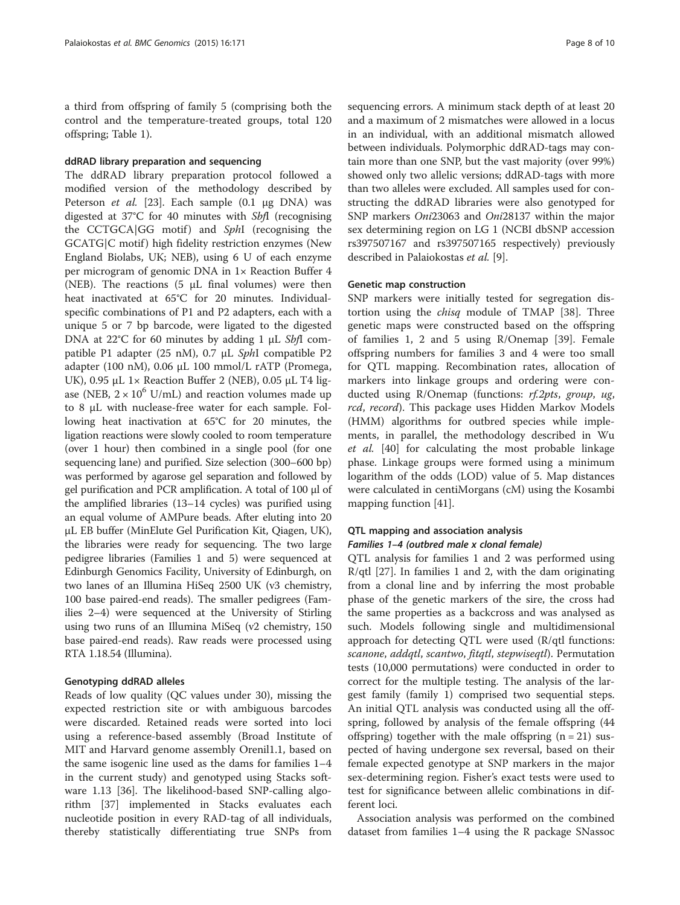a third from offspring of family 5 (comprising both the control and the temperature-treated groups, total 120 offspring; Table 1).

#### ddRAD library preparation and sequencing

The ddRAD library preparation protocol followed a modified version of the methodology described by Peterson *et al.* [23]. Each sample (0.1 μg DNA) was digested at 37°C for 40 minutes with *Sbf*I (recognising the CCTGCA|GG motif) and *Sph*I (recognising the GCATG|C motif) high fidelity restriction enzymes (New England Biolabs, UK; NEB), using 6 U of each enzyme per microgram of genomic DNA in 1× Reaction Buffer 4 (NEB). The reactions (5 μL final volumes) were then heat inactivated at 65°C for 20 minutes. Individual-specific combinations of P1 and P2 adapters, each with a unique 5 or 7 bp barcode, were ligated to the digested DNA at 22°C for 60 minutes by adding 1 μL *Sbf*I compatible P1 adapter (25 nM), 0.7 μL *Sph*I compatible P2 adapter (100 nM), 0.06 μL 100 mmol/L rATP (Promega, UK), 0.95 μL 1× Reaction Buffer 2 (NEB), 0.05 μL T4 ligase (NEB, $2 \times 10^6$ U/mL) and reaction volumes made up to 8 μL with nuclease-free water for each sample. Following heat inactivation at 65°C for 20 minutes, the ligation reactions were slowly cooled to room temperature (over 1 hour) then combined in a single pool (for one sequencing lane) and purified. Size selection (300–600 bp) was performed by agarose gel separation and followed by gel purification and PCR amplification. A total of 100 μl of the amplified libraries (13–14 cycles) was purified using an equal volume of AMPure beads. After eluting into 20 μL EB buffer (MinElute Gel Purification Kit, Qiagen, UK), the libraries were ready for sequencing. The two large pedigree libraries (Families 1 and 5) were sequenced at Edinburgh Genomics Facility, University of Edinburgh, on two lanes of an Illumina HiSeq 2500 UK (v3 chemistry, 100 base paired-end reads). The smaller pedigrees (Families 2–4) were sequenced at the University of Stirling using two runs of an Illumina MiSeq (v2 chemistry, 150 base paired-end reads). Raw reads were processed using RTA 1.18.54 (Illumina).

#### Genotyping ddRAD alleles

Reads of low quality (QC values under 30), missing the expected restriction site or with ambiguous barcodes were discarded. Retained reads were sorted into loci using a reference-based assembly (Broad Institute of MIT and Harvard genome assembly Orenil1.1, based on the same isogenic line used as the dams for families 1–4 in the current study) and genotyped using Stacks software 1.13 [36]. The likelihood-based SNP-calling algorithm [37] implemented in Stacks evaluates each nucleotide position in every RAD-tag of all individuals, thereby statistically differentiating true SNPs from sequencing errors. A minimum stack depth of at least 20 and a maximum of 2 mismatches were allowed in a locus in an individual, with an additional mismatch allowed between individuals. Polymorphic ddRAD-tags may contain more than one SNP, but the vast majority (over 99%) showed only two allelic versions; ddRAD-tags with more than two alleles were excluded. All samples used for constructing the ddRAD libraries were also genotyped for SNP markers *Oni*23063 and *Oni*28137 within the major sex determining region on LG 1 (NCBI dbSNP accession rs397507167 and rs397507165 respectively) previously described in Palaiokostas *et al.* [9].

#### Genetic map construction

SNP markers were initially tested for segregation distortion using the *chisq* module of TMAP [38]. Three genetic maps were constructed based on the offspring of families 1, 2 and 5 using R/Onemap [39]. Female offspring numbers for families 3 and 4 were too small for QTL mapping. Recombination rates, allocation of markers into linkage groups and ordering were conducted using R/Onemap (functions: *rf.2pts*, *group*, *ug*, *rcd*, *record*). This package uses Hidden Markov Models (HMM) algorithms for outbred species while implements, in parallel, the methodology described in Wu *et al.* [40] for calculating the most probable linkage phase. Linkage groups were formed using a minimum logarithm of the odds (LOD) value of 5. Map distances were calculated in centiMorgans (cM) using the Kosambi mapping function [41].

#### QTL mapping and association analysis

##### *Families 1–4 (outbred male x clonal female)*

QTL analysis for families 1 and 2 was performed using R/qtl [27]. In families 1 and 2, with the dam originating from a clonal line and by inferring the most probable phase of the genetic markers of the sire, the cross had the same properties as a backcross and was analysed as such. Models following single and multidimensional approach for detecting QTL were used (R/qtl functions: *scanone*, *addqtl*, *scantwo*, *fitqtl*, *stepwiseqtl*). Permutation tests (10,000 permutations) were conducted in order to correct for the multiple testing. The analysis of the largest family (family 1) comprised two sequential steps. An initial QTL analysis was conducted using all the offspring, followed by analysis of the female offspring (44 offspring) together with the male offspring ($n = 21$) suspected of having undergone sex reversal, based on their female expected genotype at SNP markers in the major sex-determining region. Fisher's exact tests were used to test for significance between allelic combinations in different loci.

Association analysis was performed on the combined dataset from families 1–4 using the R package SNassoc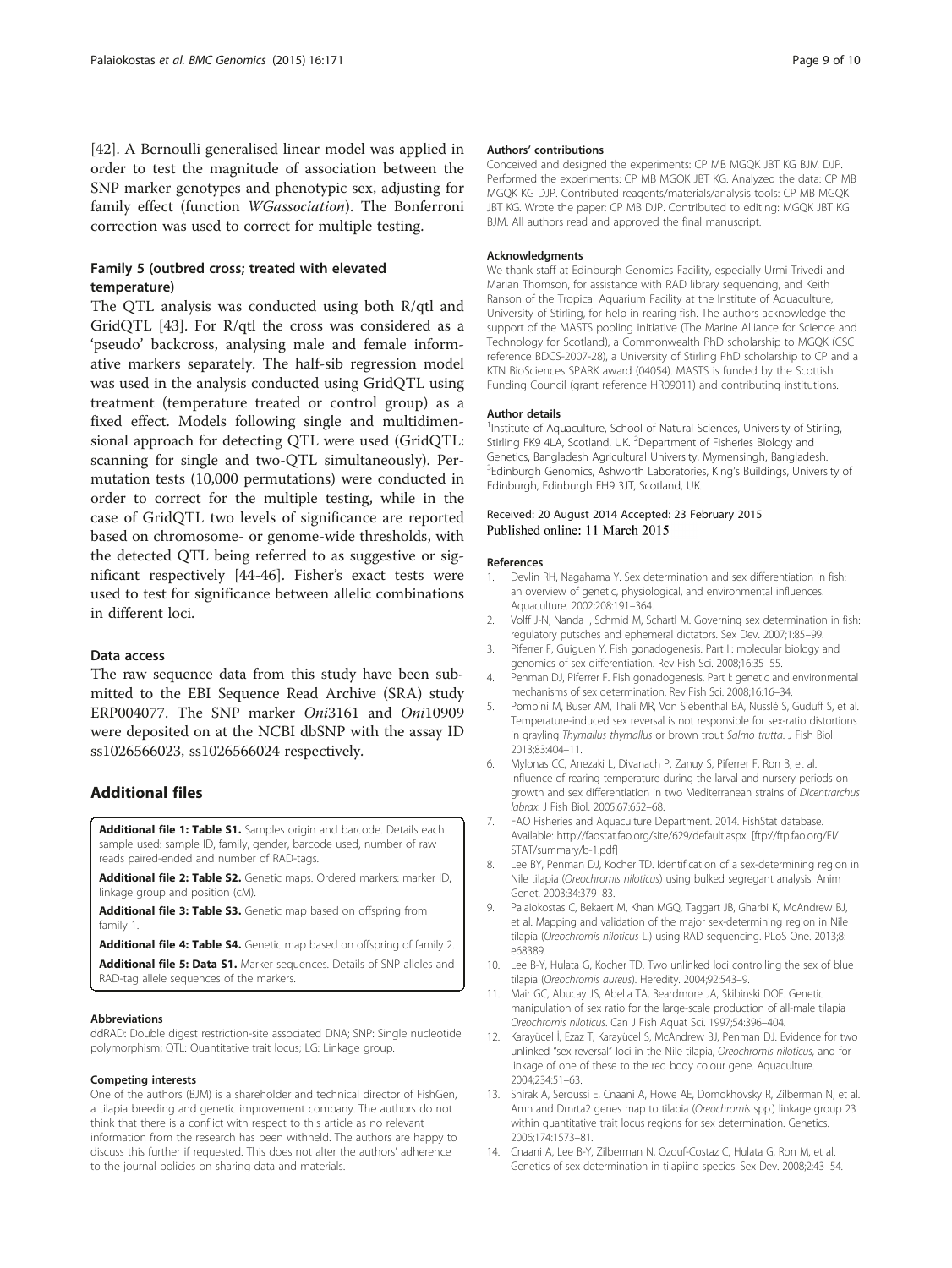[42]. A Bernoulli generalised linear model was applied in order to test the magnitude of association between the SNP marker genotypes and phenotypic sex, adjusting for family effect (function *WGassociation*). The Bonferroni correction was used to correct for multiple testing.

### Family 5 (outbred cross; treated with elevated temperature)

The QTL analysis was conducted using both R/qtl and GridQTL [43]. For R/qtl the cross was considered as a 'pseudo' backcross, analysing male and female informative markers separately. The half-sib regression model was used in the analysis conducted using GridQTL using treatment (temperature treated or control group) as a fixed effect. Models following single and multidimensional approach for detecting QTL were used (GridQTL: scanning for single and two-QTL simultaneously). Permutation tests (10,000 permutations) were conducted in order to correct for the multiple testing, while in the case of GridQTL two levels of significance are reported based on chromosome- or genome-wide thresholds, with the detected QTL being referred to as suggestive or significant respectively [44-46]. Fisher's exact tests were used to test for significance between allelic combinations in different loci.

### Data access

The raw sequence data from this study have been submitted to the EBI Sequence Read Archive (SRA) study ERP004077. The SNP marker *Oni*3161 and *Oni*10909 were deposited on at the NCBI dbSNP with the assay ID ss1026566023, ss1026566024 respectively.

## Additional files

**Additional file 1: Table S1.** Samples origin and barcode. Details each sample used: sample ID, family, gender, barcode used, number of raw reads paired-ended and number of RAD-tags.

**Additional file 2: Table S2.** Genetic maps. Ordered markers: marker ID, linkage group and position (cM).

**Additional file 3: Table S3.** Genetic map based on offspring from family 1.

**Additional file 4: Table S4.** Genetic map based on offspring of family 2.

**Additional file 5: Data S1.** Marker sequences. Details of SNP alleles and RAD-tag allele sequences of the markers.

#### Abbreviations

ddRAD: Double digest restriction-site associated DNA; SNP: Single nucleotide polymorphism; QTL: Quantitative trait locus; LG: Linkage group.

#### Competing interests

One of the authors (BJM) is a shareholder and technical director of FishGen, a tilapia breeding and genetic improvement company. The authors do not think that there is a conflict with respect to this article as no relevant information from the research has been withheld. The authors are happy to discuss this further if requested. This does not alter the authors' adherence to the journal policies on sharing data and materials.

#### Authors' contributions

Conceived and designed the experiments: CP MB MGQK JBT KG BJM DJP. Performed the experiments: CP MB MGQK JBT KG. Analyzed the data: CP MB MGQK KG DJP. Contributed reagents/materials/analysis tools: CP MB MGQK JBT KG. Wrote the paper: CP MB DJP. Contributed to editing: MGQK JBT KG BJM. All authors read and approved the final manuscript.

#### Acknowledgments

We thank staff at Edinburgh Genomics Facility, especially Urmi Trivedi and Marian Thomson, for assistance with RAD library sequencing, and Keith Ranson of the Tropical Aquarium Facility at the Institute of Aquaculture, University of Stirling, for help in rearing fish. The authors acknowledge the support of the MASTS pooling initiative (The Marine Alliance for Science and Technology for Scotland), a Commonwealth PhD scholarship to MGQK (CSC reference BDCS-2007-28), a University of Stirling PhD scholarship to CP and a KTN BioSciences SPARK award (04054). MASTS is funded by the Scottish Funding Council (grant reference HR09011) and contributing institutions.

#### Author details

[1]Institute of Aquaculture, School of Natural Sciences, University of Stirling, Stirling FK9 4LA, Scotland, UK. [2]Department of Fisheries Biology and Genetics, Bangladesh Agricultural University, Mymensingh, Bangladesh. [3]Edinburgh Genomics, Ashworth Laboratories, King's Buildings, University of Edinburgh, Edinburgh EH9 3JT, Scotland, UK.

Received: 20 August 2014 Accepted: 23 February 2015
Published online: 11 March 2015

#### References

1. Devlin RH, Nagahama Y. Sex determination and sex differentiation in fish: an overview of genetic, physiological, and environmental influences. Aquaculture. 2002;208:191–364.
2. Volff J-N, Nanda I, Schmid M, Schartl M. Governing sex determination in fish: regulatory putsches and ephemeral dictators. Sex Dev. 2007;1:85–99.
3. Piferrer F, Guiguen Y. Fish gonadogenesis. Part II: molecular biology and genomics of sex differentiation. Rev Fish Sci. 2008;16:35–55.
4. Penman DJ, Piferrer F. Fish gonadogenesis. Part I: genetic and environmental mechanisms of sex determination. Rev Fish Sci. 2008;16:16–34.
5. Pompini M, Buser AM, Thali MR, Von Siebenthal BA, Nusslé S, Guduff S, et al. Temperature-induced sex reversal is not responsible for sex-ratio distortions in grayling *Thymallus thymallus* or brown trout *Salmo trutta*. J Fish Biol. 2013;83:404–11.
6. Mylonas CC, Anezaki L, Divanach P, Zanuy S, Piferrer F, Ron B, et al. Influence of rearing temperature during the larval and nursery periods on growth and sex differentiation in two Mediterranean strains of *Dicentrarchus labrax*. J Fish Biol. 2005;67:652–68.
7. FAO Fisheries and Aquaculture Department. 2014. FishStat database. Available: http://faostat.fao.org/site/629/default.aspx. [ftp://ftp.fao.org/FI/STAT/summary/b-1.pdf]
8. Lee BY, Penman DJ, Kocher TD. Identification of a sex-determining region in Nile tilapia (*Oreochromis niloticus*) using bulked segregant analysis. Anim Genet. 2003;34:379–83.
9. Palaiokostas C, Bekaert M, Khan MGQ, Taggart JB, Gharbi K, McAndrew BJ, et al. Mapping and validation of the major sex-determining region in Nile tilapia (*Oreochromis niloticus* L.) using RAD sequencing. PLoS One. 2013;8:e68389.
10. Lee B-Y, Hulata G, Kocher TD. Two unlinked loci controlling the sex of blue tilapia (*Oreochromis aureus*). Heredity. 2004;92:543–9.
11. Mair GC, Abucay JS, Abella TA, Beardmore JA, Skibinski DOF. Genetic manipulation of sex ratio for the large-scale production of all-male tilapia *Oreochromis niloticus*. Can J Fish Aquat Sci. 1997;54:396–404.
12. Karayücel I, Ezaz T, Karayücel S, McAndrew BJ, Penman DJ. Evidence for two unlinked "sex reversal" loci in the Nile tilapia, *Oreochromis niloticus*, and for linkage of one of these to the red body colour gene. Aquaculture. 2004;234:51–63.
13. Shirak A, Seroussi E, Cnaani A, Howe AE, Domokhovsky R, Zilberman N, et al. Amh and Dmrta2 genes map to tilapia (*Oreochromis* spp.) linkage group 23 within quantitative trait locus regions for sex determination. Genetics. 2006;174:1573–81.
14. Cnaani A, Lee B-Y, Zilberman N, Ozouf-Costaz C, Hulata G, Ron M, et al. Genetics of sex determination in tilapiine species. Sex Dev. 2008;2:43–54.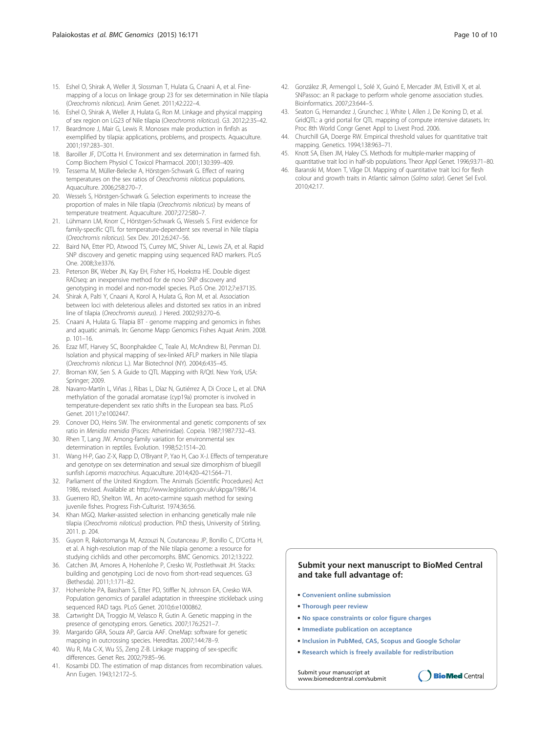15. Eshel O, Shirak A, Weller JI, Slossman T, Hulata G, Cnaani A, et al. Fine-mapping of a locus on linkage group 23 for sex determination in Nile tilapia (*Oreochromis niloticus*). Anim Genet. 2011;42:222–4.
16. Eshel O, Shirak A, Weller JI, Hulata G, Ron M. Linkage and physical mapping of sex region on LG23 of Nile tilapia (*Oreochromis niloticus*). G3. 2012;2:35–42.
17. Beardmore J, Mair G, Lewis R. Monosex male production in finfish as exemplified by tilapia: applications, problems, and prospects. Aquaculture. 2001;197:283–301.
18. Baroiller JF, D'Cotta H. Environment and sex determination in farmed fish. Comp Biochem Physiol C Toxicol Pharmacol. 2001;130:399–409.
19. Tessema M, Müller-Belecke A, Hörstgen-Schwark G. Effect of rearing temperatures on the sex ratios of *Oreochromis niloticus* populations. Aquaculture. 2006;258:270–7.
20. Wessels S, Hörstgen-Schwark G. Selection experiments to increase the proportion of males in Nile tilapia (*Oreochromis niloticus*) by means of temperature treatment. Aquaculture. 2007;272:S80–7.
21. Lühmann LM, Knorr C, Hörstgen-Schwark G, Wessels S. First evidence for family-specific QTL for temperature-dependent sex reversal in Nile tilapia (*Oreochromis niloticus*). Sex Dev. 2012;6:247–56.
22. Baird NA, Etter PD, Atwood TS, Currey MC, Shiver AL, Lewis ZA, et al. Rapid SNP discovery and genetic mapping using sequenced RAD markers. PLoS One. 2008;3:e3376.
23. Peterson BK, Weber JN, Kay EH, Fisher HS, Hoekstra HE. Double digest RADseq: an inexpensive method for de novo SNP discovery and genotyping in model and non-model species. PLoS One. 2012;7:e37135.
24. Shirak A, Palti Y, Cnaani A, Korol A, Hulata G, Ron M, et al. Association between loci with deleterious alleles and distorted sex ratios in an inbred line of tilapia (*Oreochromis aureus*). J Hered. 2002;93:270–6.
25. Cnaani A, Hulata G. Tilapia BT - genome mapping and genomics in fishes and aquatic animals. In: Genome Mapp Genomics Fishes Aquat Anim. 2008. p. 101–16.
26. Ezaz MT, Harvey SC, Boonphakdee C, Teale AJ, McAndrew BJ, Penman DJ. Isolation and physical mapping of sex-linked AFLP markers in Nile tilapia (*Oreochromis niloticus* L.). Mar Biotechnol (NY). 2004;6:435–45.
27. Broman KW, Sen S. A Guide to QTL Mapping with R/Qtl. New York, USA: Springer; 2009.
28. Navarro-Martín L, Viñas J, Ribas L, Díaz N, Gutiérrez A, Di Croce L, et al. DNA methylation of the gonadal aromatase (cyp19a) promoter is involved in temperature-dependent sex ratio shifts in the European sea bass. PLoS Genet. 2011;7:e1002447.
29. Conover DO, Heins SW. The environmental and genetic components of sex ratio in *Menidia menidia* (Pisces: Atherinidae). Copeia. 1987;1987:732–43.
30. Rhen T, Lang JW. Among-family variation for environmental sex determination in reptiles. Evolution. 1998;52:1514–20.
31. Wang H-P, Gao Z-X, Rapp D, O'Bryant P, Yao H, Cao X-J. Effects of temperature and genotype on sex determination and sexual size dimorphism of bluegill sunfish *Lepomis macrochirus*. Aquaculture. 2014;420–421:S64–71.
32. Parliament of the United Kingdom. The Animals (Scientific Procedures) Act 1986, revised. Available at: http://www.legislation.gov.uk/ukpga/1986/14.
33. Guerrero RD, Shelton WL. An aceto-carmine squash method for sexing juvenile fishes. Progress Fish-Culturist. 1974;36:56.
34. Khan MGQ. Marker-assisted selection in enhancing genetically male nile tilapia (*Oreochromis niloticus*) production. PhD thesis, University of Stirling. 2011. p. 204.
35. Guyon R, Rakotomanga M, Azzouzi N, Coutanceau JP, Bonillo C, D'Cotta H, et al. A high-resolution map of the Nile tilapia genome: a resource for studying cichlids and other percomorphs. BMC Genomics. 2012;13:222.
36. Catchen JM, Amores A, Hohenlohe P, Cresko W, Postlethwait JH. Stacks: building and genotyping Loci de novo from short-read sequences. G3 (Bethesda). 2011;1:171–82.
37. Hohenlohe PA, Bassham S, Etter PD, Stiffler N, Johnson EA, Cresko WA. Population genomics of parallel adaptation in threespine stickleback using sequenced RAD tags. PLoS Genet. 2010;6:e1000862.
38. Cartwright DA, Troggio M, Velasco R, Gutin A. Genetic mapping in the presence of genotyping errors. Genetics. 2007;176:2521–7.
39. Margarido GRA, Souza AP, Garcia AAF. OneMap: software for genetic mapping in outcrossing species. Hereditas. 2007;144:78–9.
40. Wu R, Ma C-X, Wu SS, Zeng Z-B. Linkage mapping of sex-specific differences. Genet Res. 2002;79:85–96.
41. Kosambi DD. The estimation of map distances from recombination values. Ann Eugen. 1943;12:172–5.
42. González JR, Armengol L, Solé X, Guinó E, Mercader JM, Estivill X, et al. SNPassoc: an R package to perform whole genome association studies. Bioinformatics. 2007;23:644–5.
43. Seaton G, Hernandez J, Grunchec J, White I, Allen J, De Koning D, et al. GridQTL: a grid portal for QTL mapping of compute intensive datasets. In: Proc 8th World Congr Genet Appl to Livest Prod. 2006.
44. Churchill GA, Doerge RW. Empirical threshold values for quantitative trait mapping. Genetics. 1994;138:963–71.
45. Knott SA, Elsen JM, Haley CS. Methods for multiple-marker mapping of quantitative trait loci in half-sib populations. Theor Appl Genet. 1996;93:71–80.
46. Baranski M, Moen T, Våge DI. Mapping of quantitative trait loci for flesh colour and growth traits in Atlantic salmon (*Salmo salar*). Genet Sel Evol. 2010;42:17.

**Submit your next manuscript to BioMed Central and take full advantage of:**

- **Convenient online submission**
- **Thorough peer review**
- **No space constraints or color figure charges**
- **Immediate publication on acceptance**
- **Inclusion in PubMed, CAS, Scopus and Google Scholar**
- **Research which is freely available for redistribution**

Submit your manuscript at
www.biomedcentral.com/submit

BioMed Central